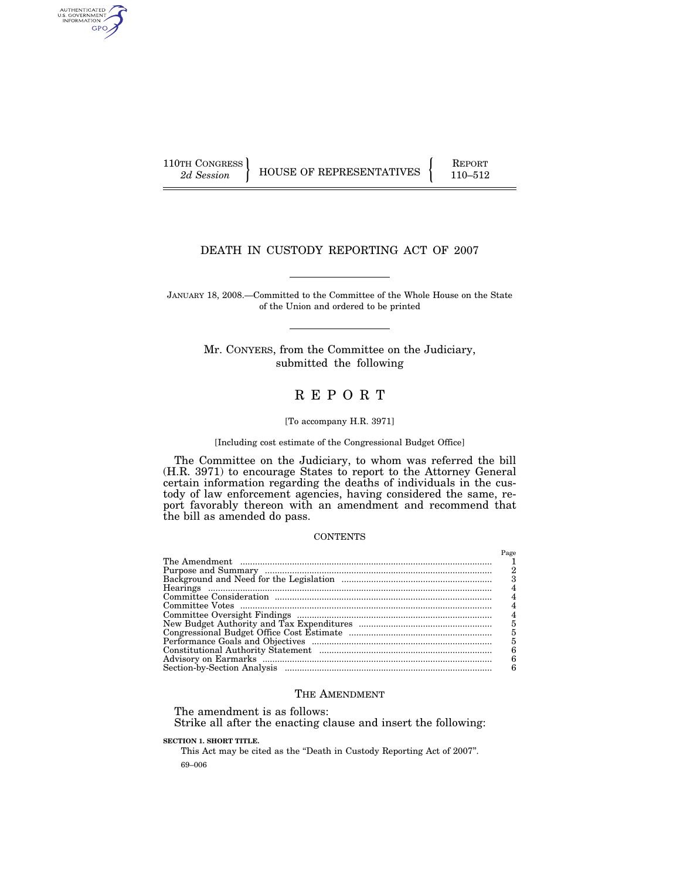110TH CONGRESS
*2d Session*

HOUSE OF REPRESENTATIVES

REPORT
110–512

# DEATH IN CUSTODY REPORTING ACT OF 2007

JANUARY 18, 2008.—Committed to the Committee of the Whole House on the State of the Union and ordered to be printed

Mr. CONYERS, from the Committee on the Judiciary, submitted the following

# REPORT

[To accompany H.R. 3971]

[Including cost estimate of the Congressional Budget Office]

The Committee on the Judiciary, to whom was referred the bill (H.R. 3971) to encourage States to report to the Attorney General certain information regarding the deaths of individuals in the custody of law enforcement agencies, having considered the same, report favorably thereon with an amendment and recommend that the bill as amended do pass.

CONTENTS

| | Page |
|---|---|
| The Amendment | 1 |
| Purpose and Summary | 2 |
| Background and Need for the Legislation | 3 |
| Hearings | 4 |
| Committee Consideration | 4 |
| Committee Votes | 4 |
| Committee Oversight Findings | 4 |
| New Budget Authority and Tax Expenditures | 5 |
| Congressional Budget Office Cost Estimate | 5 |
| Performance Goals and Objectives | 5 |
| Constitutional Authority Statement | 6 |
| Advisory on Earmarks | 6 |
| Section-by-Section Analysis | 6 |

## THE AMENDMENT

The amendment is as follows:

Strike all after the enacting clause and insert the following:

**SECTION 1. SHORT TITLE.**

This Act may be cited as the "Death in Custody Reporting Act of 2007".

69–006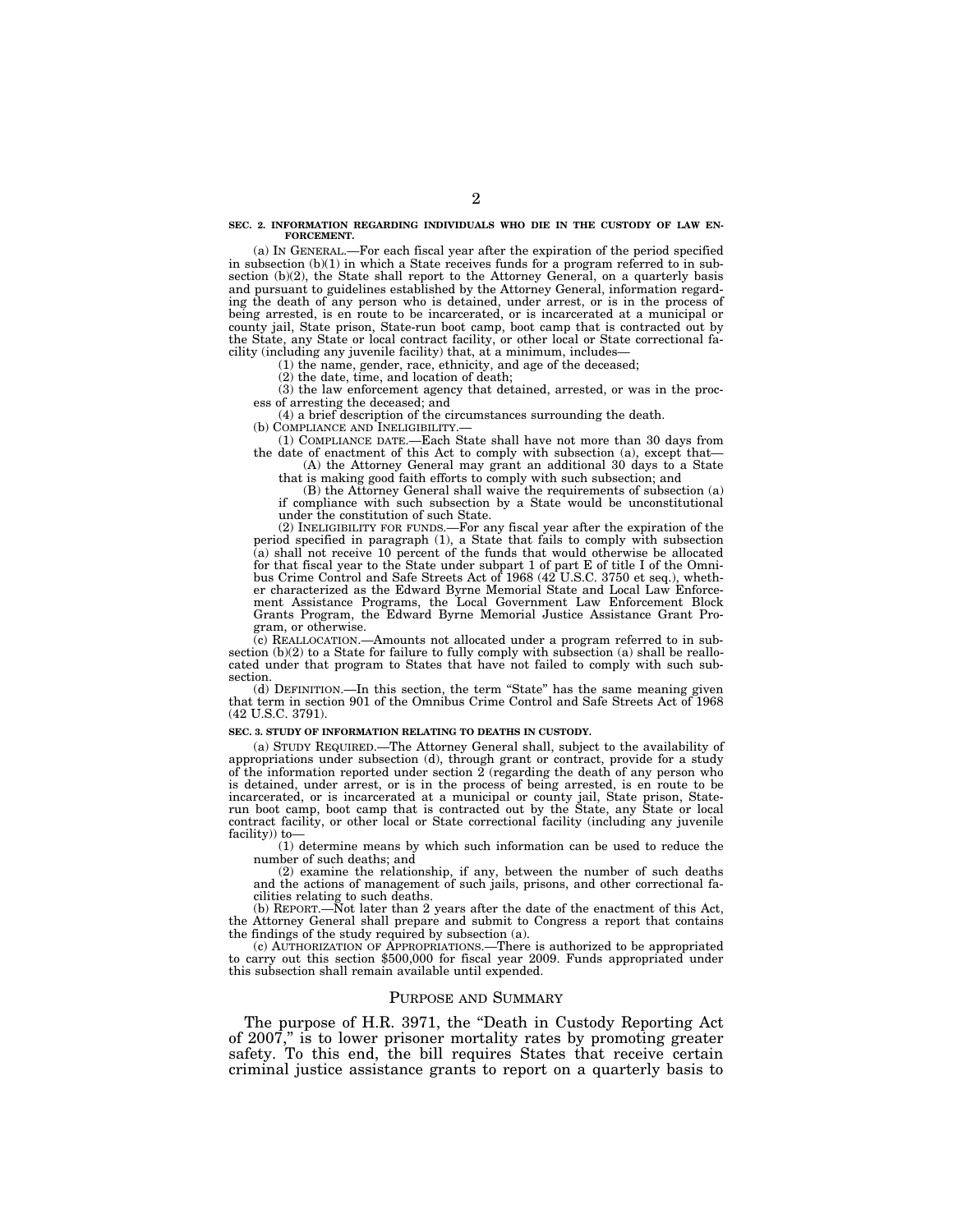**SEC. 2. INFORMATION REGARDING INDIVIDUALS WHO DIE IN THE CUSTODY OF LAW ENFORCEMENT.**

(a) IN GENERAL.—For each fiscal year after the expiration of the period specified in subsection (b)(1) in which a State receives funds for a program referred to in subsection (b)(2), the State shall report to the Attorney General, on a quarterly basis and pursuant to guidelines established by the Attorney General, information regarding the death of any person who is detained, under arrest, or is in the process of being arrested, is en route to be incarcerated, or is incarcerated at a municipal or county jail, State prison, State-run boot camp, boot camp that is contracted out by the State, any State or local contract facility, or other local or State correctional facility (including any juvenile facility) that, at a minimum, includes—

(1) the name, gender, race, ethnicity, and age of the deceased;

(2) the date, time, and location of death;

(3) the law enforcement agency that detained, arrested, or was in the process of arresting the deceased; and

(4) a brief description of the circumstances surrounding the death.

(b) COMPLIANCE AND INELIGIBILITY.—

(1) COMPLIANCE DATE.—Each State shall have not more than 30 days from the date of enactment of this Act to comply with subsection (a), except that—

(A) the Attorney General may grant an additional 30 days to a State that is making good faith efforts to comply with such subsection; and

(B) the Attorney General shall waive the requirements of subsection (a) if compliance with such subsection by a State would be unconstitutional under the constitution of such State.

(2) INELIGIBILITY FOR FUNDS.—For any fiscal year after the expiration of the period specified in paragraph (1), a State that fails to comply with subsection (a) shall not receive 10 percent of the funds that would otherwise be allocated for that fiscal year to the State under subpart 1 of part E of title I of the Omnibus Crime Control and Safe Streets Act of 1968 (42 U.S.C. 3750 et seq.), whether characterized as the Edward Byrne Memorial State and Local Law Enforcement Assistance Programs, the Local Government Law Enforcement Block Grants Program, the Edward Byrne Memorial Justice Assistance Grant Program, or otherwise.

(c) REALLOCATION.—Amounts not allocated under a program referred to in subsection (b)(2) to a State for failure to fully comply with subsection (a) shall be reallocated under that program to States that have not failed to comply with such subsection.

(d) DEFINITION.—In this section, the term "State" has the same meaning given that term in section 901 of the Omnibus Crime Control and Safe Streets Act of 1968 (42 U.S.C. 3791).

**SEC. 3. STUDY OF INFORMATION RELATING TO DEATHS IN CUSTODY.**

(a) STUDY REQUIRED.—The Attorney General shall, subject to the availability of appropriations under subsection (d), through grant or contract, provide for a study of the information reported under section 2 (regarding the death of any person who is detained, under arrest, or is in the process of being arrested, is en route to be incarcerated, or is incarcerated at a municipal or county jail, State prison, State-run boot camp, boot camp that is contracted out by the State, any State or local contract facility, or other local or State correctional facility (including any juvenile facility)) to—

(1) determine means by which such information can be used to reduce the number of such deaths; and

(2) examine the relationship, if any, between the number of such deaths and the actions of management of such jails, prisons, and other correctional facilities relating to such deaths.

(b) REPORT.—Not later than 2 years after the date of the enactment of this Act, the Attorney General shall prepare and submit to Congress a report that contains the findings of the study required by subsection (a).

(c) AUTHORIZATION OF APPROPRIATIONS.—There is authorized to be appropriated to carry out this section $500,000 for fiscal year 2009. Funds appropriated under this subsection shall remain available until expended.

## PURPOSE AND SUMMARY

The purpose of H.R. 3971, the "Death in Custody Reporting Act of 2007," is to lower prisoner mortality rates by promoting greater safety. To this end, the bill requires States that receive certain criminal justice assistance grants to report on a quarterly basis to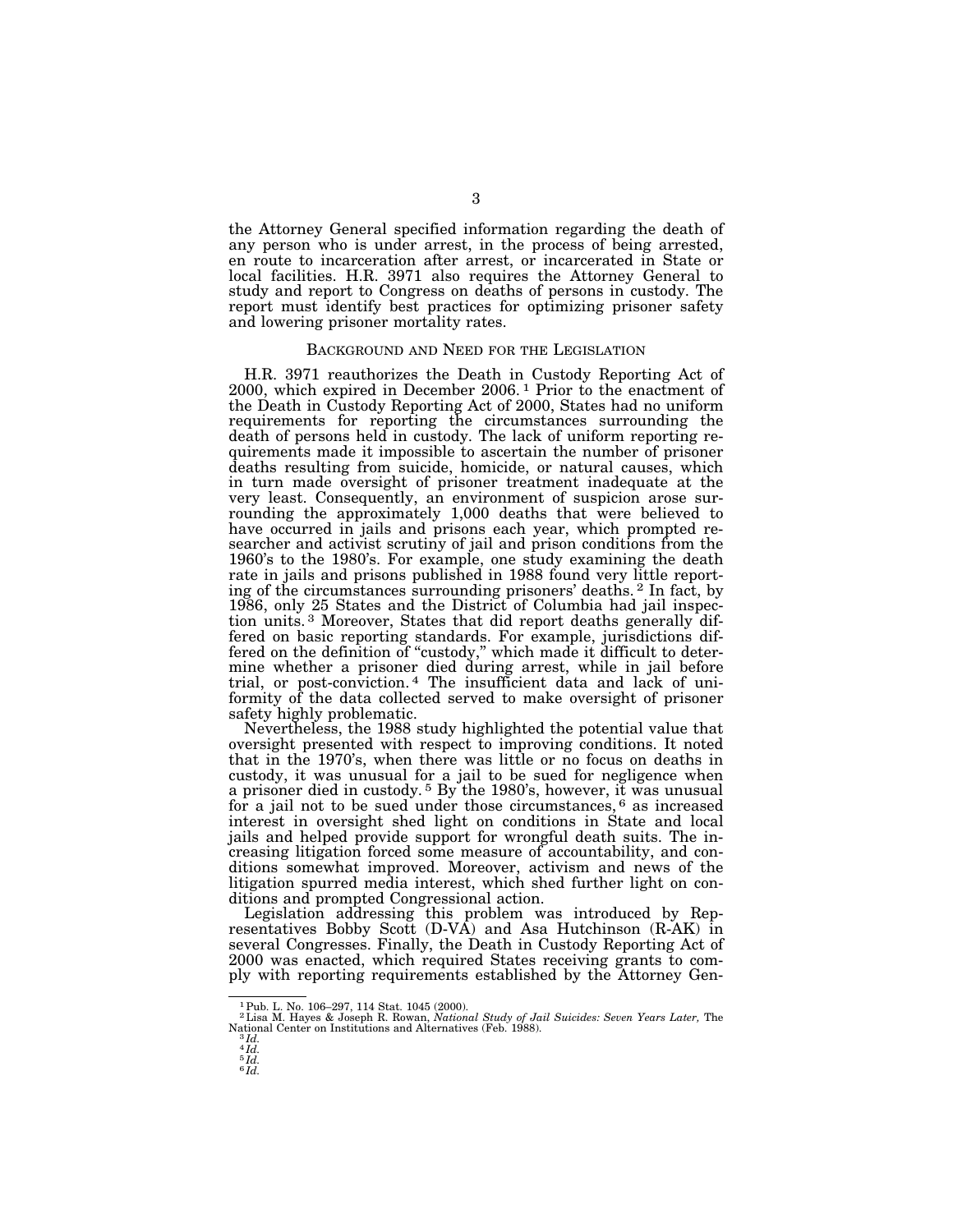the Attorney General specified information regarding the death of any person who is under arrest, in the process of being arrested, en route to incarceration after arrest, or incarcerated in State or local facilities. H.R. 3971 also requires the Attorney General to study and report to Congress on deaths of persons in custody. The report must identify best practices for optimizing prisoner safety and lowering prisoner mortality rates.

## BACKGROUND AND NEED FOR THE LEGISLATION

H.R. 3971 reauthorizes the Death in Custody Reporting Act of 2000, which expired in December 2006.[1] Prior to the enactment of the Death in Custody Reporting Act of 2000, States had no uniform requirements for reporting the circumstances surrounding the death of persons held in custody. The lack of uniform reporting requirements made it impossible to ascertain the number of prisoner deaths resulting from suicide, homicide, or natural causes, which in turn made oversight of prisoner treatment inadequate at the very least. Consequently, an environment of suspicion arose surrounding the approximately 1,000 deaths that were believed to have occurred in jails and prisons each year, which prompted researcher and activist scrutiny of jail and prison conditions from the 1960's to the 1980's. For example, one study examining the death rate in jails and prisons published in 1988 found very little reporting of the circumstances surrounding prisoners' deaths.[2] In fact, by 1986, only 25 States and the District of Columbia had jail inspection units.[3] Moreover, States that did report deaths generally differed on basic reporting standards. For example, jurisdictions differed on the definition of "custody," which made it difficult to determine whether a prisoner died during arrest, while in jail before trial, or post-conviction.[4] The insufficient data and lack of uniformity of the data collected served to make oversight of prisoner safety highly problematic.

Nevertheless, the 1988 study highlighted the potential value that oversight presented with respect to improving conditions. It noted that in the 1970's, when there was little or no focus on deaths in custody, it was unusual for a jail to be sued for negligence when a prisoner died in custody.[5] By the 1980's, however, it was unusual for a jail not to be sued under those circumstances,[6] as increased interest in oversight shed light on conditions in State and local jails and helped provide support for wrongful death suits. The increasing litigation forced some measure of accountability, and conditions somewhat improved. Moreover, activism and news of the litigation spurred media interest, which shed further light on conditions and prompted Congressional action.

Legislation addressing this problem was introduced by Representatives Bobby Scott (D-VA) and Asa Hutchinson (R-AK) in several Congresses. Finally, the Death in Custody Reporting Act of 2000 was enacted, which required States receiving grants to comply with reporting requirements established by the Attorney Gen-

---

[1] Pub. L. No. 106–297, 114 Stat. 1045 (2000).

[2] Lisa M. Hayes & Joseph R. Rowan, *National Study of Jail Suicides: Seven Years Later,* The National Center on Institutions and Alternatives (Feb. 1988).

[3] *Id.*

[4] *Id.*

[5] *Id.*

[6] *Id.*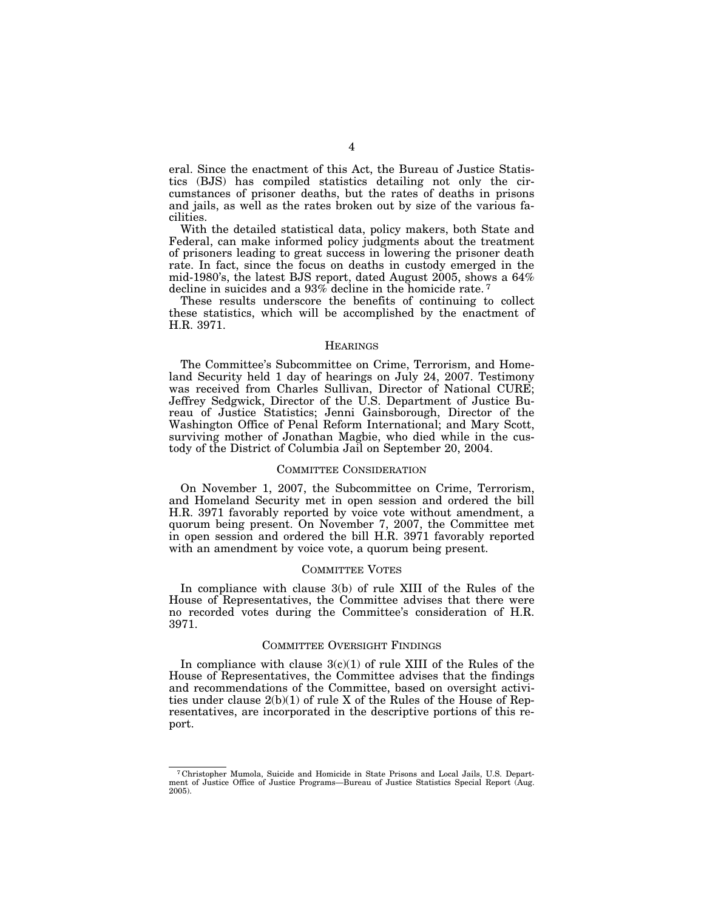eral. Since the enactment of this Act, the Bureau of Justice Statistics (BJS) has compiled statistics detailing not only the circumstances of prisoner deaths, but the rates of deaths in prisons and jails, as well as the rates broken out by size of the various facilities.

With the detailed statistical data, policy makers, both State and Federal, can make informed policy judgments about the treatment of prisoners leading to great success in lowering the prisoner death rate. In fact, since the focus on deaths in custody emerged in the mid-1980's, the latest BJS report, dated August 2005, shows a 64% decline in suicides and a 93% decline in the homicide rate.[7]

These results underscore the benefits of continuing to collect these statistics, which will be accomplished by the enactment of H.R. 3971.

## HEARINGS

The Committee's Subcommittee on Crime, Terrorism, and Homeland Security held 1 day of hearings on July 24, 2007. Testimony was received from Charles Sullivan, Director of National CURE; Jeffrey Sedgwick, Director of the U.S. Department of Justice Bureau of Justice Statistics; Jenni Gainsborough, Director of the Washington Office of Penal Reform International; and Mary Scott, surviving mother of Jonathan Magbie, who died while in the custody of the District of Columbia Jail on September 20, 2004.

## COMMITTEE CONSIDERATION

On November 1, 2007, the Subcommittee on Crime, Terrorism, and Homeland Security met in open session and ordered the bill H.R. 3971 favorably reported by voice vote without amendment, a quorum being present. On November 7, 2007, the Committee met in open session and ordered the bill H.R. 3971 favorably reported with an amendment by voice vote, a quorum being present.

## COMMITTEE VOTES

In compliance with clause 3(b) of rule XIII of the Rules of the House of Representatives, the Committee advises that there were no recorded votes during the Committee's consideration of H.R. 3971.

## COMMITTEE OVERSIGHT FINDINGS

In compliance with clause 3(c)(1) of rule XIII of the Rules of the House of Representatives, the Committee advises that the findings and recommendations of the Committee, based on oversight activities under clause 2(b)(1) of rule X of the Rules of the House of Representatives, are incorporated in the descriptive portions of this report.

---

[7] Christopher Mumola, Suicide and Homicide in State Prisons and Local Jails, U.S. Department of Justice Office of Justice Programs—Bureau of Justice Statistics Special Report (Aug. 2005).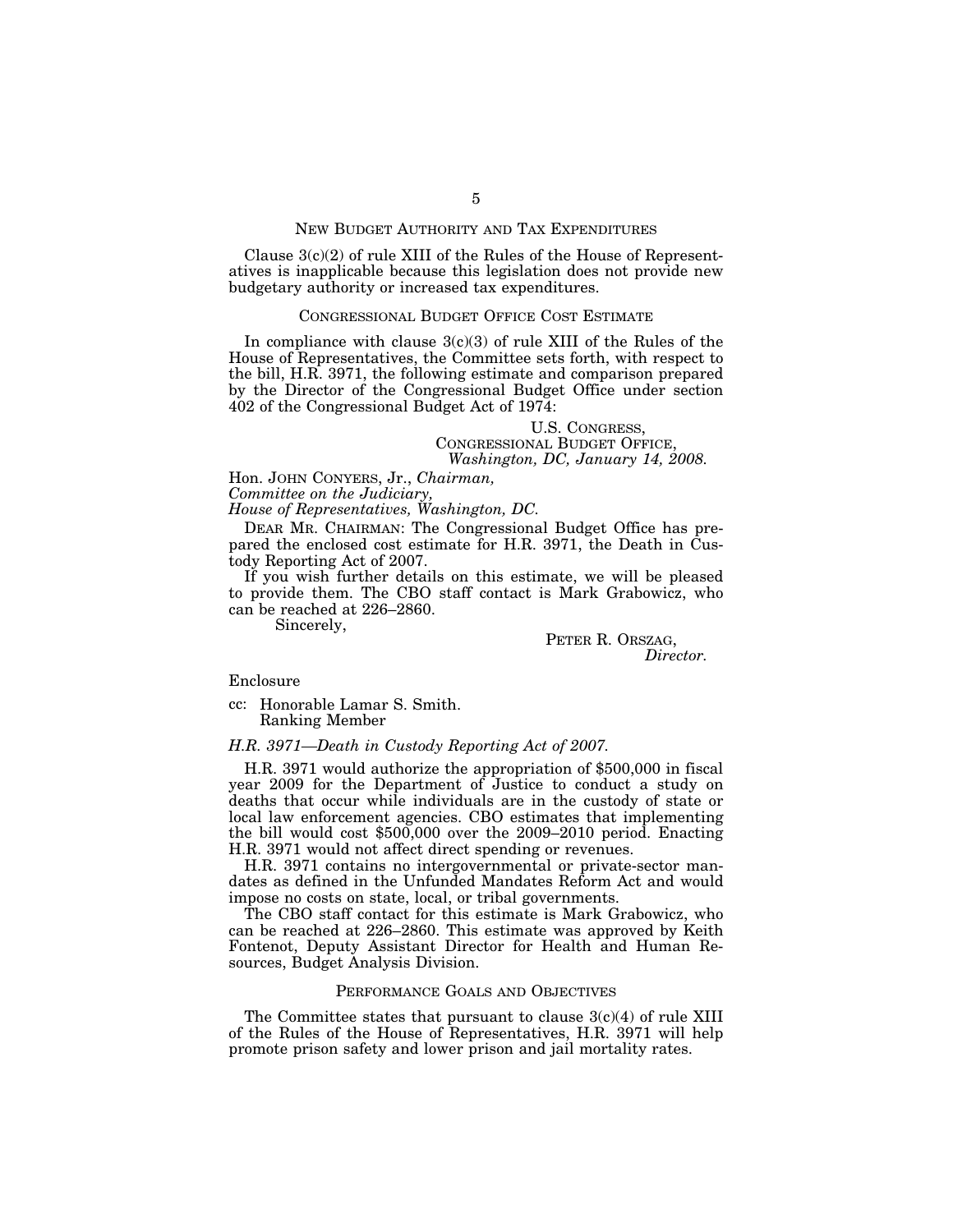## NEW BUDGET AUTHORITY AND TAX EXPENDITURES

Clause 3(c)(2) of rule XIII of the Rules of the House of Representatives is inapplicable because this legislation does not provide new budgetary authority or increased tax expenditures.

## CONGRESSIONAL BUDGET OFFICE COST ESTIMATE

In compliance with clause 3(c)(3) of rule XIII of the Rules of the House of Representatives, the Committee sets forth, with respect to the bill, H.R. 3971, the following estimate and comparison prepared by the Director of the Congressional Budget Office under section 402 of the Congressional Budget Act of 1974:

U.S. CONGRESS,
CONGRESSIONAL BUDGET OFFICE,
*Washington, DC, January 14, 2008.*

Hon. JOHN CONYERS, Jr., *Chairman,*
*Committee on the Judiciary,*
*House of Representatives, Washington, DC.*

DEAR MR. CHAIRMAN: The Congressional Budget Office has prepared the enclosed cost estimate for H.R. 3971, the Death in Custody Reporting Act of 2007.

If you wish further details on this estimate, we will be pleased to provide them. The CBO staff contact is Mark Grabowicz, who can be reached at 226–2860.

Sincerely,

PETER R. ORSZAG,
*Director.*

Enclosure

cc: Honorable Lamar S. Smith.
Ranking Member

*H.R. 3971—Death in Custody Reporting Act of 2007.*

H.R. 3971 would authorize the appropriation of $500,000 in fiscal year 2009 for the Department of Justice to conduct a study on deaths that occur while individuals are in the custody of state or local law enforcement agencies. CBO estimates that implementing the bill would cost $500,000 over the 2009–2010 period. Enacting H.R. 3971 would not affect direct spending or revenues.

H.R. 3971 contains no intergovernmental or private-sector mandates as defined in the Unfunded Mandates Reform Act and would impose no costs on state, local, or tribal governments.

The CBO staff contact for this estimate is Mark Grabowicz, who can be reached at 226–2860. This estimate was approved by Keith Fontenot, Deputy Assistant Director for Health and Human Resources, Budget Analysis Division.

## PERFORMANCE GOALS AND OBJECTIVES

The Committee states that pursuant to clause 3(c)(4) of rule XIII of the Rules of the House of Representatives, H.R. 3971 will help promote prison safety and lower prison and jail mortality rates.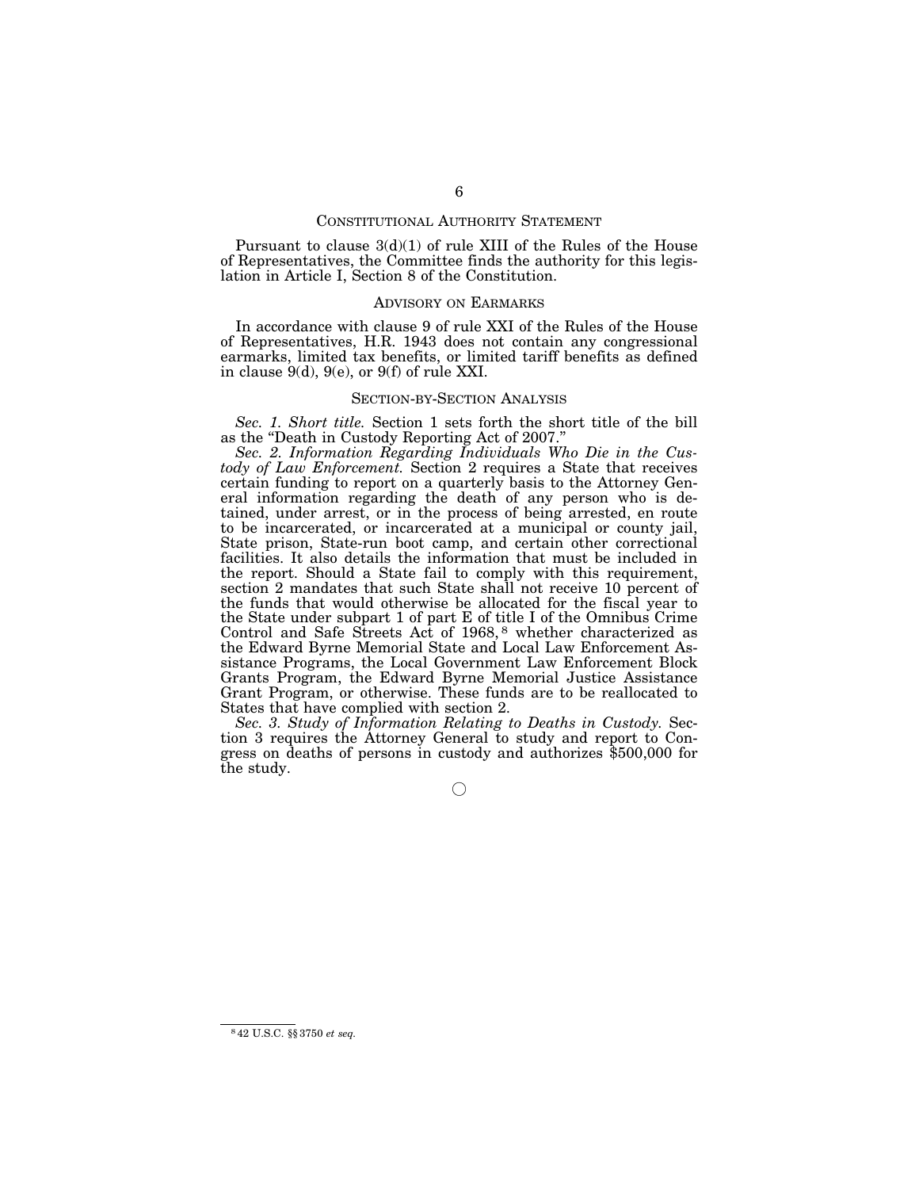## CONSTITUTIONAL AUTHORITY STATEMENT

Pursuant to clause 3(d)(1) of rule XIII of the Rules of the House of Representatives, the Committee finds the authority for this legislation in Article I, Section 8 of the Constitution.

## ADVISORY ON EARMARKS

In accordance with clause 9 of rule XXI of the Rules of the House of Representatives, H.R. 1943 does not contain any congressional earmarks, limited tax benefits, or limited tariff benefits as defined in clause 9(d), 9(e), or 9(f) of rule XXI.

## SECTION-BY-SECTION ANALYSIS

*Sec. 1. Short title.* Section 1 sets forth the short title of the bill as the "Death in Custody Reporting Act of 2007."

*Sec. 2. Information Regarding Individuals Who Die in the Custody of Law Enforcement.* Section 2 requires a State that receives certain funding to report on a quarterly basis to the Attorney General information regarding the death of any person who is detained, under arrest, or in the process of being arrested, en route to be incarcerated, or incarcerated at a municipal or county jail, State prison, State-run boot camp, and certain other correctional facilities. It also details the information that must be included in the report. Should a State fail to comply with this requirement, section 2 mandates that such State shall not receive 10 percent of the funds that would otherwise be allocated for the fiscal year to the State under subpart 1 of part E of title I of the Omnibus Crime Control and Safe Streets Act of 1968,[8] whether characterized as the Edward Byrne Memorial State and Local Law Enforcement Assistance Programs, the Local Government Law Enforcement Block Grants Program, the Edward Byrne Memorial Justice Assistance Grant Program, or otherwise. These funds are to be reallocated to States that have complied with section 2.

*Sec. 3. Study of Information Relating to Deaths in Custody.* Section 3 requires the Attorney General to study and report to Congress on deaths of persons in custody and authorizes $500,000 for the study.

○

---

[8] 42 U.S.C. §§ 3750 *et seq.*